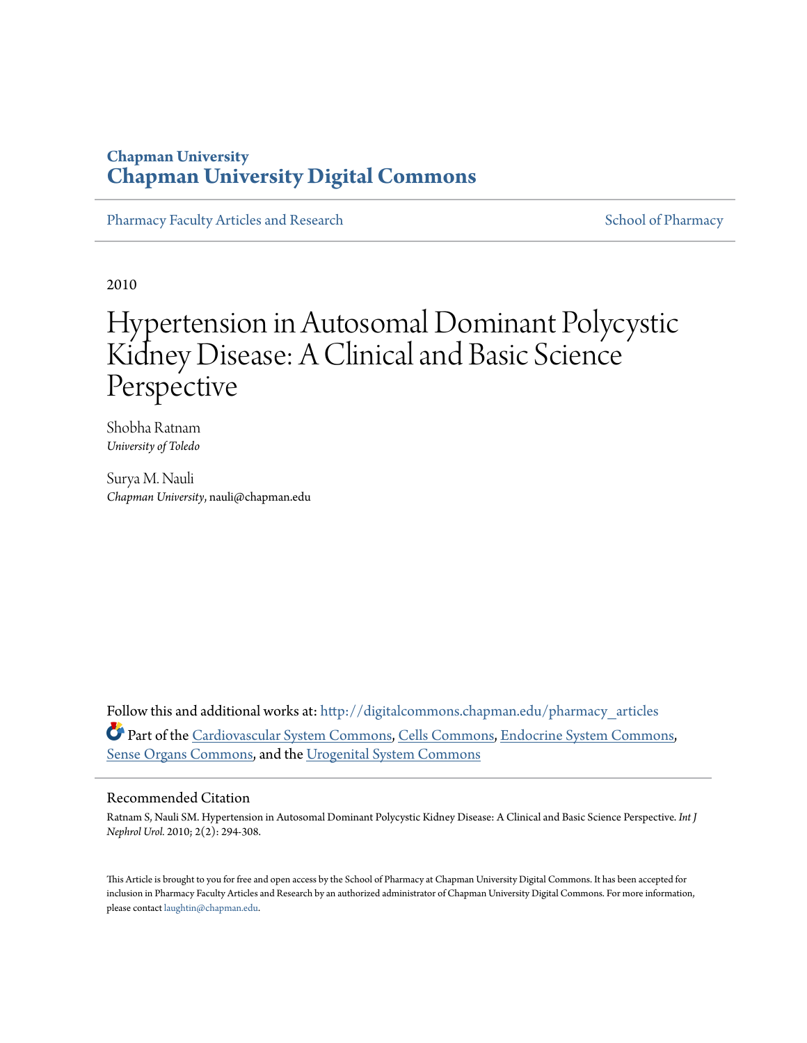**Chapman University**
**Chapman University Digital Commons**

Pharmacy Faculty Articles and Research | School of Pharmacy

2010

# Hypertension in Autosomal Dominant Polycystic Kidney Disease: A Clinical and Basic Science Perspective

Shobha Ratnam
*University of Toledo*

Surya M. Nauli
*Chapman University*, nauli@chapman.edu

Follow this and additional works at: http://digitalcommons.chapman.edu/pharmacy_articles

Part of the Cardiovascular System Commons, Cells Commons, Endocrine System Commons, Sense Organs Commons, and the Urogenital System Commons

## Recommended Citation

Ratnam S, Nauli SM. Hypertension in Autosomal Dominant Polycystic Kidney Disease: A Clinical and Basic Science Perspective. *Int J Nephrol Urol.* 2010; 2(2): 294-308.

This Article is brought to you for free and open access by the School of Pharmacy at Chapman University Digital Commons. It has been accepted for inclusion in Pharmacy Faculty Articles and Research by an authorized administrator of Chapman University Digital Commons. For more information, please contact laughtin@chapman.edu.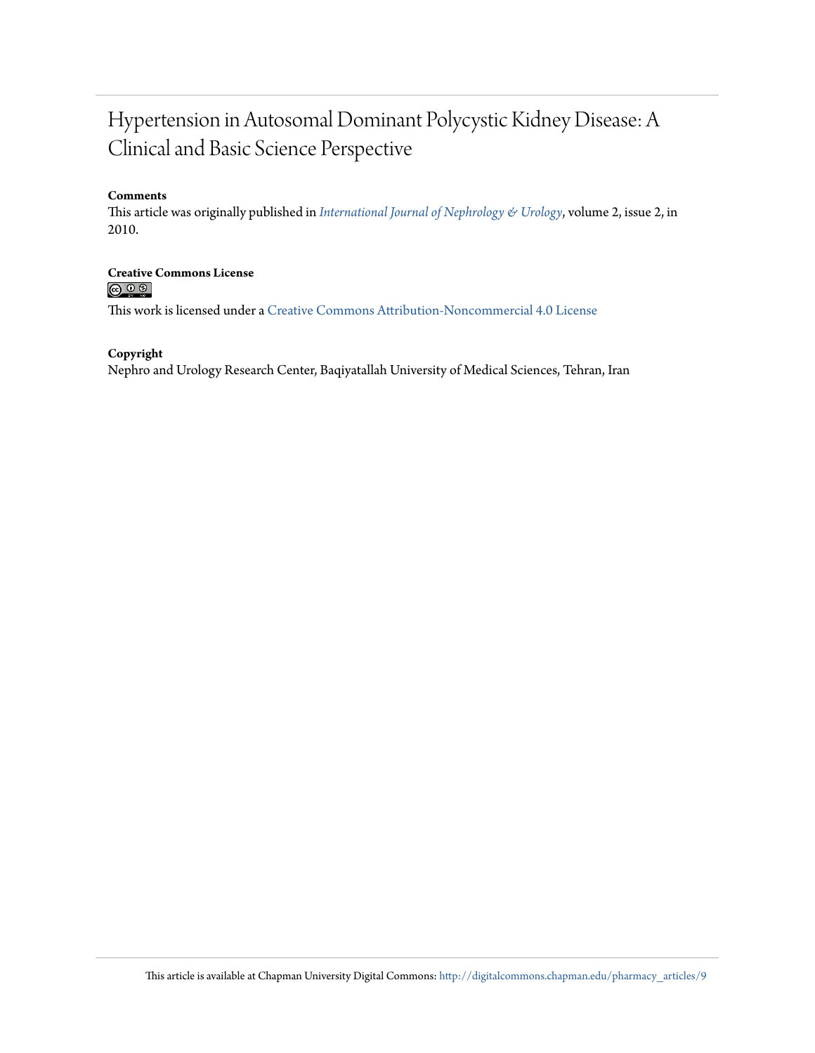# Hypertension in Autosomal Dominant Polycystic Kidney Disease: A Clinical and Basic Science Perspective

**Comments**

This article was originally published in *International Journal of Nephrology & Urology*, volume 2, issue 2, in 2010.

**Creative Commons License**

This work is licensed under a Creative Commons Attribution-Noncommercial 4.0 License

**Copyright**

Nephro and Urology Research Center, Baqiyatallah University of Medical Sciences, Tehran, Iran

This article is available at Chapman University Digital Commons: http://digitalcommons.chapman.edu/pharmacy_articles/9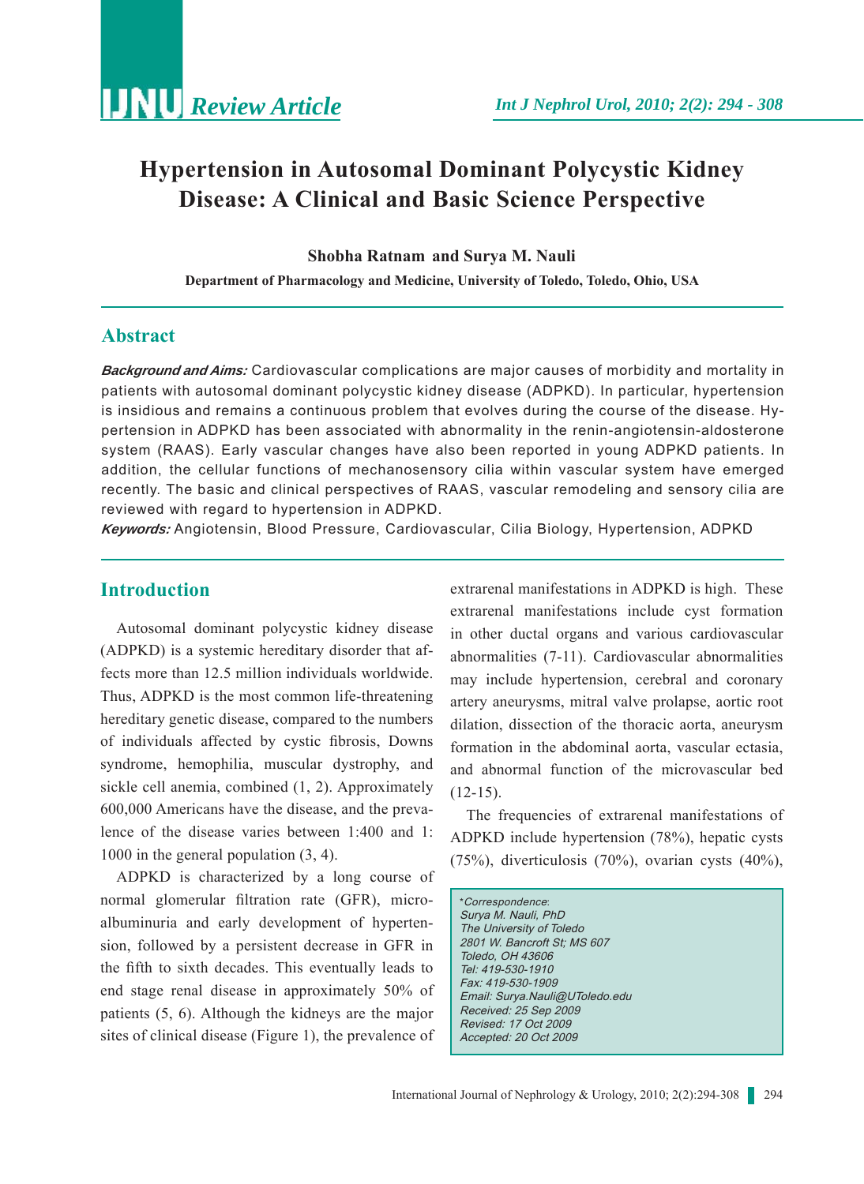# Hypertension in Autosomal Dominant Polycystic Kidney Disease: A Clinical and Basic Science Perspective

**Shobha Ratnam and Surya M. Nauli**

**Department of Pharmacology and Medicine, University of Toledo, Toledo, Ohio, USA**

## Abstract

***Background and Aims:*** Cardiovascular complications are major causes of morbidity and mortality in patients with autosomal dominant polycystic kidney disease (ADPKD). In particular, hypertension is insidious and remains a continuous problem that evolves during the course of the disease. Hypertension in ADPKD has been associated with abnormality in the renin-angiotensin-aldosterone system (RAAS). Early vascular changes have also been reported in young ADPKD patients. In addition, the cellular functions of mechanosensory cilia within vascular system have emerged recently. The basic and clinical perspectives of RAAS, vascular remodeling and sensory cilia are reviewed with regard to hypertension in ADPKD.

***Keywords:*** Angiotensin, Blood Pressure, Cardiovascular, Cilia Biology, Hypertension, ADPKD

## Introduction

Autosomal dominant polycystic kidney disease (ADPKD) is a systemic hereditary disorder that affects more than 12.5 million individuals worldwide. Thus, ADPKD is the most common life-threatening hereditary genetic disease, compared to the numbers of individuals affected by cystic fibrosis, Downs syndrome, hemophilia, muscular dystrophy, and sickle cell anemia, combined (1, 2). Approximately 600,000 Americans have the disease, and the prevalence of the disease varies between 1:400 and 1: 1000 in the general population (3, 4).

ADPKD is characterized by a long course of normal glomerular filtration rate (GFR), microalbuminuria and early development of hypertension, followed by a persistent decrease in GFR in the fifth to sixth decades. This eventually leads to end stage renal disease in approximately 50% of patients (5, 6). Although the kidneys are the major sites of clinical disease (Figure 1), the prevalence of extrarenal manifestations in ADPKD is high. These extrarenal manifestations include cyst formation in other ductal organs and various cardiovascular abnormalities (7-11). Cardiovascular abnormalities may include hypertension, cerebral and coronary artery aneurysms, mitral valve prolapse, aortic root dilation, dissection of the thoracic aorta, aneurysm formation in the abdominal aorta, vascular ectasia, and abnormal function of the microvascular bed (12-15).

The frequencies of extrarenal manifestations of ADPKD include hypertension (78%), hepatic cysts (75%), diverticulosis (70%), ovarian cysts (40%),

*\*Correspondence:*
*Surya M. Nauli, PhD*
*The University of Toledo*
*2801 W. Bancroft St; MS 607*
*Toledo, OH 43606*
*Tel: 419-530-1910*
*Fax: 419-530-1909*
*Email: Surya.Nauli@UToledo.edu*
*Received: 25 Sep 2009*
*Revised: 17 Oct 2009*
*Accepted: 20 Oct 2009*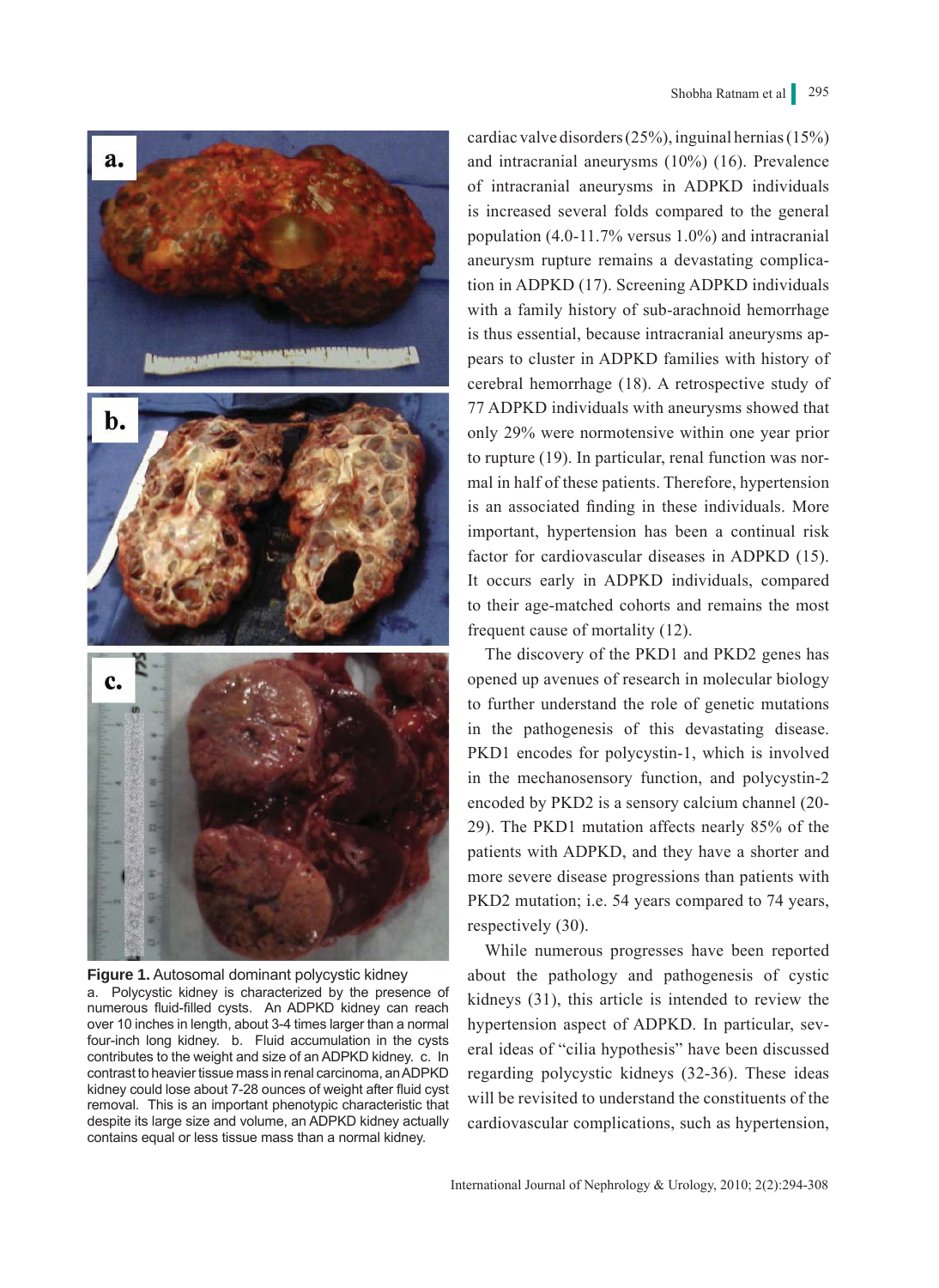cardiac valve disorders (25%), inguinal hernias (15%) and intracranial aneurysms (10%) (16). Prevalence of intracranial aneurysms in ADPKD individuals is increased several folds compared to the general population (4.0-11.7% versus 1.0%) and intracranial aneurysm rupture remains a devastating complication in ADPKD (17). Screening ADPKD individuals with a family history of sub-arachnoid hemorrhage is thus essential, because intracranial aneurysms appears to cluster in ADPKD families with history of cerebral hemorrhage (18). A retrospective study of 77 ADPKD individuals with aneurysms showed that only 29% were normotensive within one year prior to rupture (19). In particular, renal function was normal in half of these patients. Therefore, hypertension is an associated finding in these individuals. More important, hypertension has been a continual risk factor for cardiovascular diseases in ADPKD (15). It occurs early in ADPKD individuals, compared to their age-matched cohorts and remains the most frequent cause of mortality (12).

The discovery of the PKD1 and PKD2 genes has opened up avenues of research in molecular biology to further understand the role of genetic mutations in the pathogenesis of this devastating disease. PKD1 encodes for polycystin-1, which is involved in the mechanosensory function, and polycystin-2 encoded by PKD2 is a sensory calcium channel (20-29). The PKD1 mutation affects nearly 85% of the patients with ADPKD, and they have a shorter and more severe disease progressions than patients with PKD2 mutation; i.e. 54 years compared to 74 years, respectively (30).

While numerous progresses have been reported about the pathology and pathogenesis of cystic kidneys (31), this article is intended to review the hypertension aspect of ADPKD. In particular, several ideas of "cilia hypothesis" have been discussed regarding polycystic kidneys (32-36). These ideas will be revisited to understand the constituents of the cardiovascular complications, such as hypertension,

**Figure 1.** Autosomal dominant polycystic kidney
a. Polycystic kidney is characterized by the presence of numerous fluid-filled cysts. An ADPKD kidney can reach over 10 inches in length, about 3-4 times larger than a normal four-inch long kidney. b. Fluid accumulation in the cysts contributes to the weight and size of an ADPKD kidney. c. In contrast to heavier tissue mass in renal carcinoma, an ADPKD kidney could lose about 7-28 ounces of weight after fluid cyst removal. This is an important phenotypic characteristic that despite its large size and volume, an ADPKD kidney actually contains equal or less tissue mass than a normal kidney.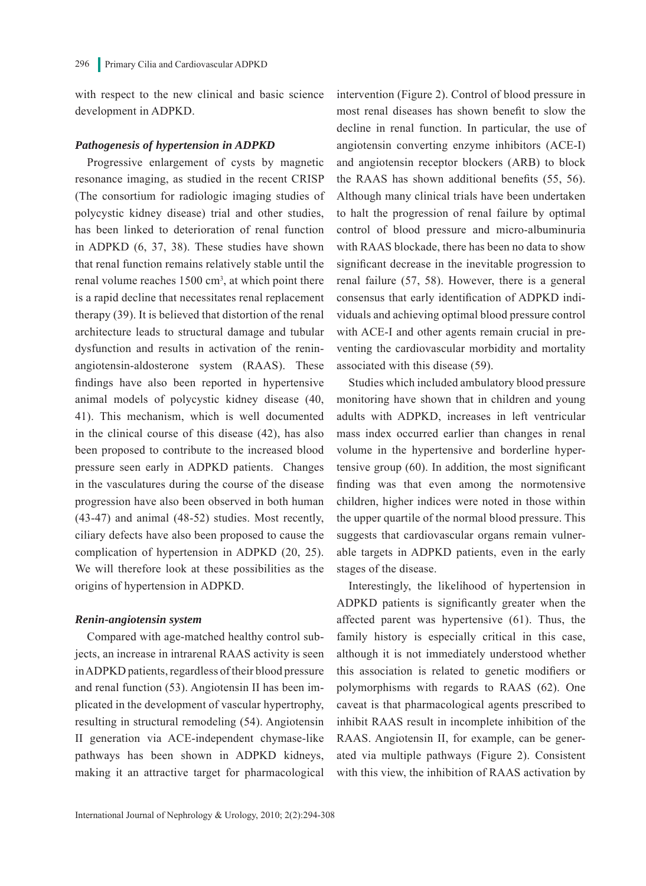with respect to the new clinical and basic science development in ADPKD.

### *Pathogenesis of hypertension in ADPKD*

Progressive enlargement of cysts by magnetic resonance imaging, as studied in the recent CRISP (The consortium for radiologic imaging studies of polycystic kidney disease) trial and other studies, has been linked to deterioration of renal function in ADPKD (6, 37, 38). These studies have shown that renal function remains relatively stable until the renal volume reaches 1500 $cm^3$, at which point there is a rapid decline that necessitates renal replacement therapy (39). It is believed that distortion of the renal architecture leads to structural damage and tubular dysfunction and results in activation of the renin-angiotensin-aldosterone system (RAAS). These findings have also been reported in hypertensive animal models of polycystic kidney disease (40, 41). This mechanism, which is well documented in the clinical course of this disease (42), has also been proposed to contribute to the increased blood pressure seen early in ADPKD patients. Changes in the vasculatures during the course of the disease progression have also been observed in both human (43-47) and animal (48-52) studies. Most recently, ciliary defects have also been proposed to cause the complication of hypertension in ADPKD (20, 25). We will therefore look at these possibilities as the origins of hypertension in ADPKD.

### *Renin-angiotensin system*

Compared with age-matched healthy control subjects, an increase in intrarenal RAAS activity is seen in ADPKD patients, regardless of their blood pressure and renal function (53). Angiotensin II has been implicated in the development of vascular hypertrophy, resulting in structural remodeling (54). Angiotensin II generation via ACE-independent chymase-like pathways has been shown in ADPKD kidneys, making it an attractive target for pharmacological intervention (Figure 2). Control of blood pressure in most renal diseases has shown benefit to slow the decline in renal function. In particular, the use of angiotensin converting enzyme inhibitors (ACE-I) and angiotensin receptor blockers (ARB) to block the RAAS has shown additional benefits (55, 56). Although many clinical trials have been undertaken to halt the progression of renal failure by optimal control of blood pressure and micro-albuminuria with RAAS blockade, there has been no data to show significant decrease in the inevitable progression to renal failure (57, 58). However, there is a general consensus that early identification of ADPKD individuals and achieving optimal blood pressure control with ACE-I and other agents remain crucial in preventing the cardiovascular morbidity and mortality associated with this disease (59).

Studies which included ambulatory blood pressure monitoring have shown that in children and young adults with ADPKD, increases in left ventricular mass index occurred earlier than changes in renal volume in the hypertensive and borderline hypertensive group (60). In addition, the most significant finding was that even among the normotensive children, higher indices were noted in those within the upper quartile of the normal blood pressure. This suggests that cardiovascular organs remain vulnerable targets in ADPKD patients, even in the early stages of the disease.

Interestingly, the likelihood of hypertension in ADPKD patients is significantly greater when the affected parent was hypertensive (61). Thus, the family history is especially critical in this case, although it is not immediately understood whether this association is related to genetic modifiers or polymorphisms with regards to RAAS (62). One caveat is that pharmacological agents prescribed to inhibit RAAS result in incomplete inhibition of the RAAS. Angiotensin II, for example, can be generated via multiple pathways (Figure 2). Consistent with this view, the inhibition of RAAS activation by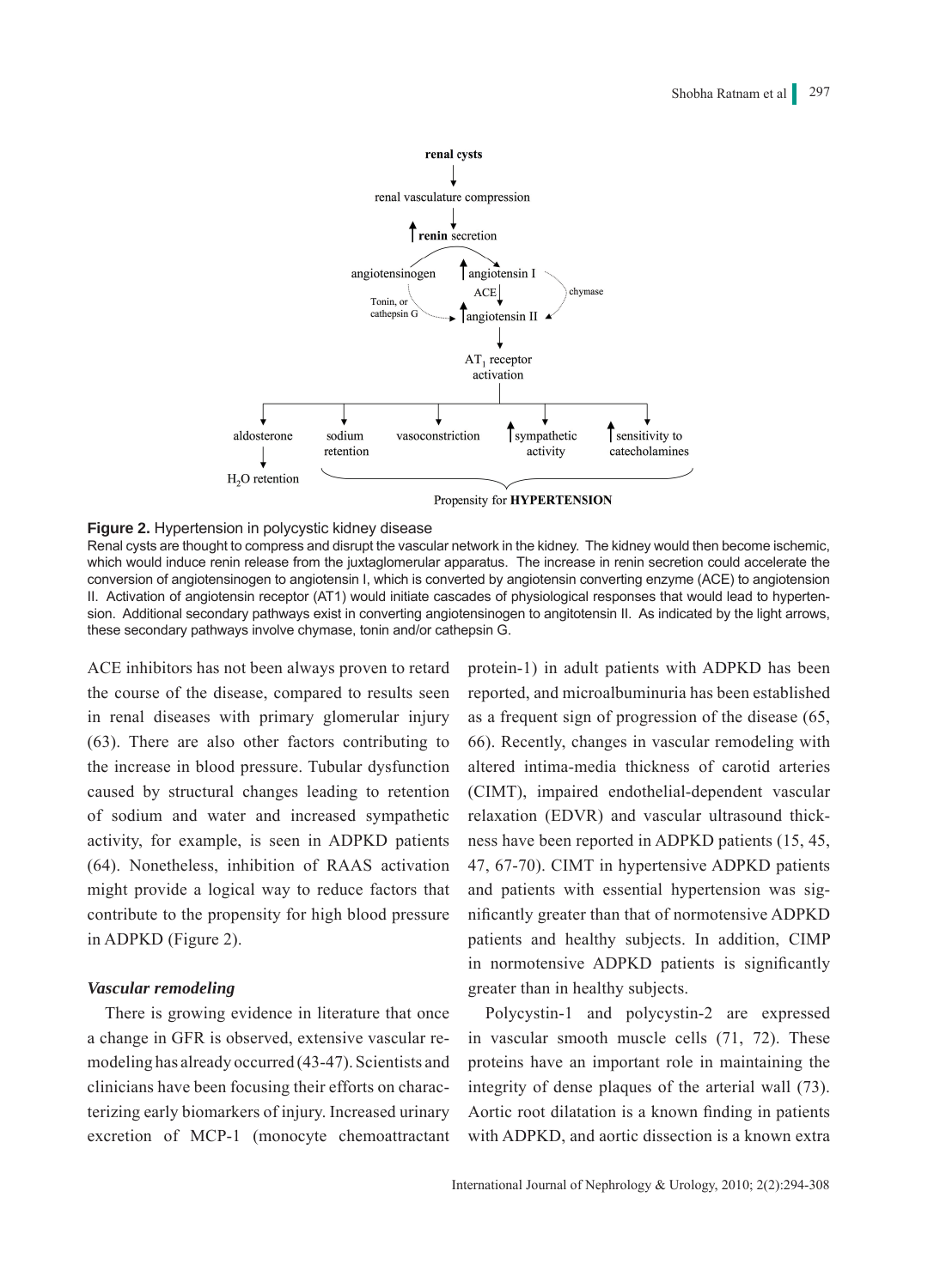**Figure 2.** Hypertension in polycystic kidney disease

Renal cysts are thought to compress and disrupt the vascular network in the kidney. The kidney would then become ischemic, which would induce renin release from the juxtaglomerular apparatus. The increase in renin secretion could accelerate the conversion of angiotensinogen to angiotensin I, which is converted by angiotensin converting enzyme (ACE) to angiotension II. Activation of angiotensin receptor (AT1) would initiate cascades of physiological responses that would lead to hypertension. Additional secondary pathways exist in converting angiotensinogen to angitotensin II. As indicated by the light arrows, these secondary pathways involve chymase, tonin and/or cathepsin G.

ACE inhibitors has not been always proven to retard the course of the disease, compared to results seen in renal diseases with primary glomerular injury (63). There are also other factors contributing to the increase in blood pressure. Tubular dysfunction caused by structural changes leading to retention of sodium and water and increased sympathetic activity, for example, is seen in ADPKD patients (64). Nonetheless, inhibition of RAAS activation might provide a logical way to reduce factors that contribute to the propensity for high blood pressure in ADPKD (Figure 2).

### *Vascular remodeling*

There is growing evidence in literature that once a change in GFR is observed, extensive vascular remodeling has already occurred (43-47). Scientists and clinicians have been focusing their efforts on characterizing early biomarkers of injury. Increased urinary excretion of MCP-1 (monocyte chemoattractant protein-1) in adult patients with ADPKD has been reported, and microalbuminuria has been established as a frequent sign of progression of the disease (65, 66). Recently, changes in vascular remodeling with altered intima-media thickness of carotid arteries (CIMT), impaired endothelial-dependent vascular relaxation (EDVR) and vascular ultrasound thickness have been reported in ADPKD patients (15, 45, 47, 67-70). CIMT in hypertensive ADPKD patients and patients with essential hypertension was significantly greater than that of normotensive ADPKD patients and healthy subjects. In addition, CIMP in normotensive ADPKD patients is significantly greater than in healthy subjects.

Polycystin-1 and polycystin-2 are expressed in vascular smooth muscle cells (71, 72). These proteins have an important role in maintaining the integrity of dense plaques of the arterial wall (73). Aortic root dilatation is a known finding in patients with ADPKD, and aortic dissection is a known extra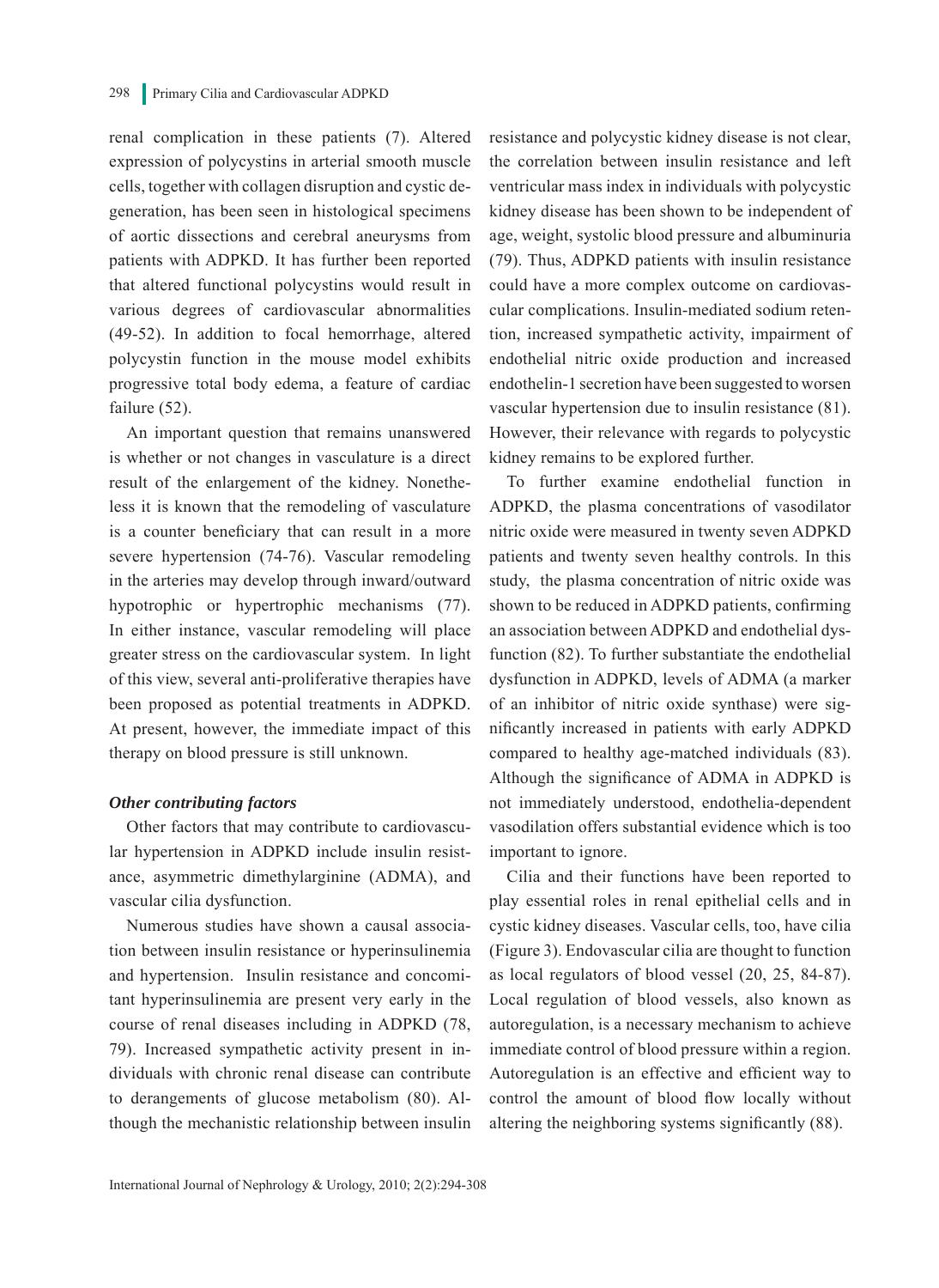renal complication in these patients (7). Altered expression of polycystins in arterial smooth muscle cells, together with collagen disruption and cystic degeneration, has been seen in histological specimens of aortic dissections and cerebral aneurysms from patients with ADPKD. It has further been reported that altered functional polycystins would result in various degrees of cardiovascular abnormalities (49-52). In addition to focal hemorrhage, altered polycystin function in the mouse model exhibits progressive total body edema, a feature of cardiac failure (52).

An important question that remains unanswered is whether or not changes in vasculature is a direct result of the enlargement of the kidney. Nonetheless it is known that the remodeling of vasculature is a counter beneficiary that can result in a more severe hypertension (74-76). Vascular remodeling in the arteries may develop through inward/outward hypotrophic or hypertrophic mechanisms (77). In either instance, vascular remodeling will place greater stress on the cardiovascular system. In light of this view, several anti-proliferative therapies have been proposed as potential treatments in ADPKD. At present, however, the immediate impact of this therapy on blood pressure is still unknown.

### *Other contributing factors*

Other factors that may contribute to cardiovascular hypertension in ADPKD include insulin resistance, asymmetric dimethylarginine (ADMA), and vascular cilia dysfunction.

Numerous studies have shown a causal association between insulin resistance or hyperinsulinemia and hypertension. Insulin resistance and concomitant hyperinsulinemia are present very early in the course of renal diseases including in ADPKD (78, 79). Increased sympathetic activity present in individuals with chronic renal disease can contribute to derangements of glucose metabolism (80). Although the mechanistic relationship between insulin resistance and polycystic kidney disease is not clear, the correlation between insulin resistance and left ventricular mass index in individuals with polycystic kidney disease has been shown to be independent of age, weight, systolic blood pressure and albuminuria (79). Thus, ADPKD patients with insulin resistance could have a more complex outcome on cardiovascular complications. Insulin-mediated sodium retention, increased sympathetic activity, impairment of endothelial nitric oxide production and increased endothelin-1 secretion have been suggested to worsen vascular hypertension due to insulin resistance (81). However, their relevance with regards to polycystic kidney remains to be explored further.

To further examine endothelial function in ADPKD, the plasma concentrations of vasodilator nitric oxide were measured in twenty seven ADPKD patients and twenty seven healthy controls. In this study, the plasma concentration of nitric oxide was shown to be reduced in ADPKD patients, confirming an association between ADPKD and endothelial dysfunction (82). To further substantiate the endothelial dysfunction in ADPKD, levels of ADMA (a marker of an inhibitor of nitric oxide synthase) were significantly increased in patients with early ADPKD compared to healthy age-matched individuals (83). Although the significance of ADMA in ADPKD is not immediately understood, endothelia-dependent vasodilation offers substantial evidence which is too important to ignore.

Cilia and their functions have been reported to play essential roles in renal epithelial cells and in cystic kidney diseases. Vascular cells, too, have cilia (Figure 3). Endovascular cilia are thought to function as local regulators of blood vessel (20, 25, 84-87). Local regulation of blood vessels, also known as autoregulation, is a necessary mechanism to achieve immediate control of blood pressure within a region. Autoregulation is an effective and efficient way to control the amount of blood flow locally without altering the neighboring systems significantly (88).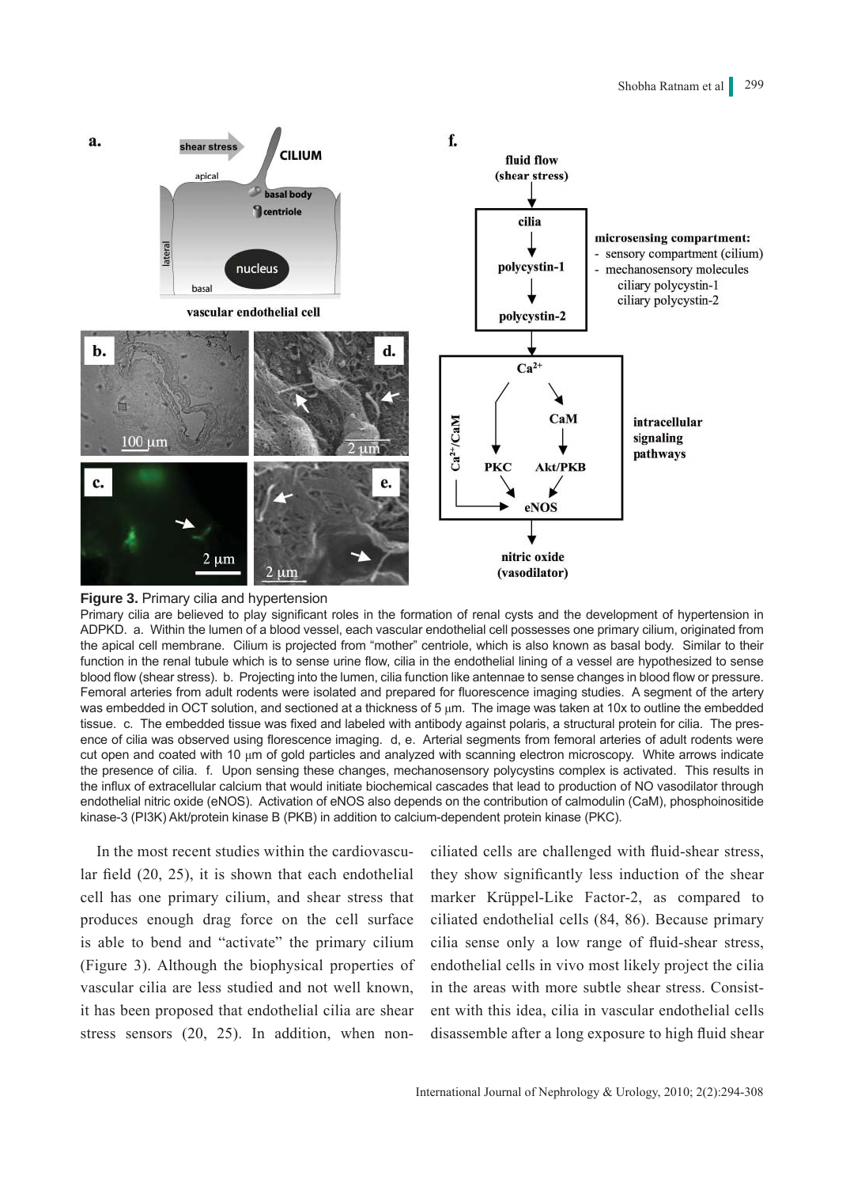**Figure 3.** Primary cilia and hypertension

Primary cilia are believed to play significant roles in the formation of renal cysts and the development of hypertension in ADPKD. a. Within the lumen of a blood vessel, each vascular endothelial cell possesses one primary cilium, originated from the apical cell membrane. Cilium is projected from "mother" centriole, which is also known as basal body. Similar to their function in the renal tubule which is to sense urine flow, cilia in the endothelial lining of a vessel are hypothesized to sense blood flow (shear stress). b. Projecting into the lumen, cilia function like antennae to sense changes in blood flow or pressure. Femoral arteries from adult rodents were isolated and prepared for fluorescence imaging studies. A segment of the artery was embedded in OCT solution, and sectioned at a thickness of 5 μm. The image was taken at 10x to outline the embedded tissue. c. The embedded tissue was fixed and labeled with antibody against polaris, a structural protein for cilia. The presence of cilia was observed using florescence imaging. d, e. Arterial segments from femoral arteries of adult rodents were cut open and coated with 10 μm of gold particles and analyzed with scanning electron microscopy. White arrows indicate the presence of cilia. f. Upon sensing these changes, mechanosensory polycystins complex is activated. This results in the influx of extracellular calcium that would initiate biochemical cascades that lead to production of NO vasodilator through endothelial nitric oxide (eNOS). Activation of eNOS also depends on the contribution of calmodulin (CaM), phosphoinositide kinase-3 (PI3K) Akt/protein kinase B (PKB) in addition to calcium-dependent protein kinase (PKC).

In the most recent studies within the cardiovascular field (20, 25), it is shown that each endothelial cell has one primary cilium, and shear stress that produces enough drag force on the cell surface is able to bend and "activate" the primary cilium (Figure 3). Although the biophysical properties of vascular cilia are less studied and not well known, it has been proposed that endothelial cilia are shear stress sensors (20, 25). In addition, when non-ciliated cells are challenged with fluid-shear stress, they show significantly less induction of the shear marker Krüppel-Like Factor-2, as compared to ciliated endothelial cells (84, 86). Because primary cilia sense only a low range of fluid-shear stress, endothelial cells in vivo most likely project the cilia in the areas with more subtle shear stress. Consistent with this idea, cilia in vascular endothelial cells disassemble after a long exposure to high fluid shear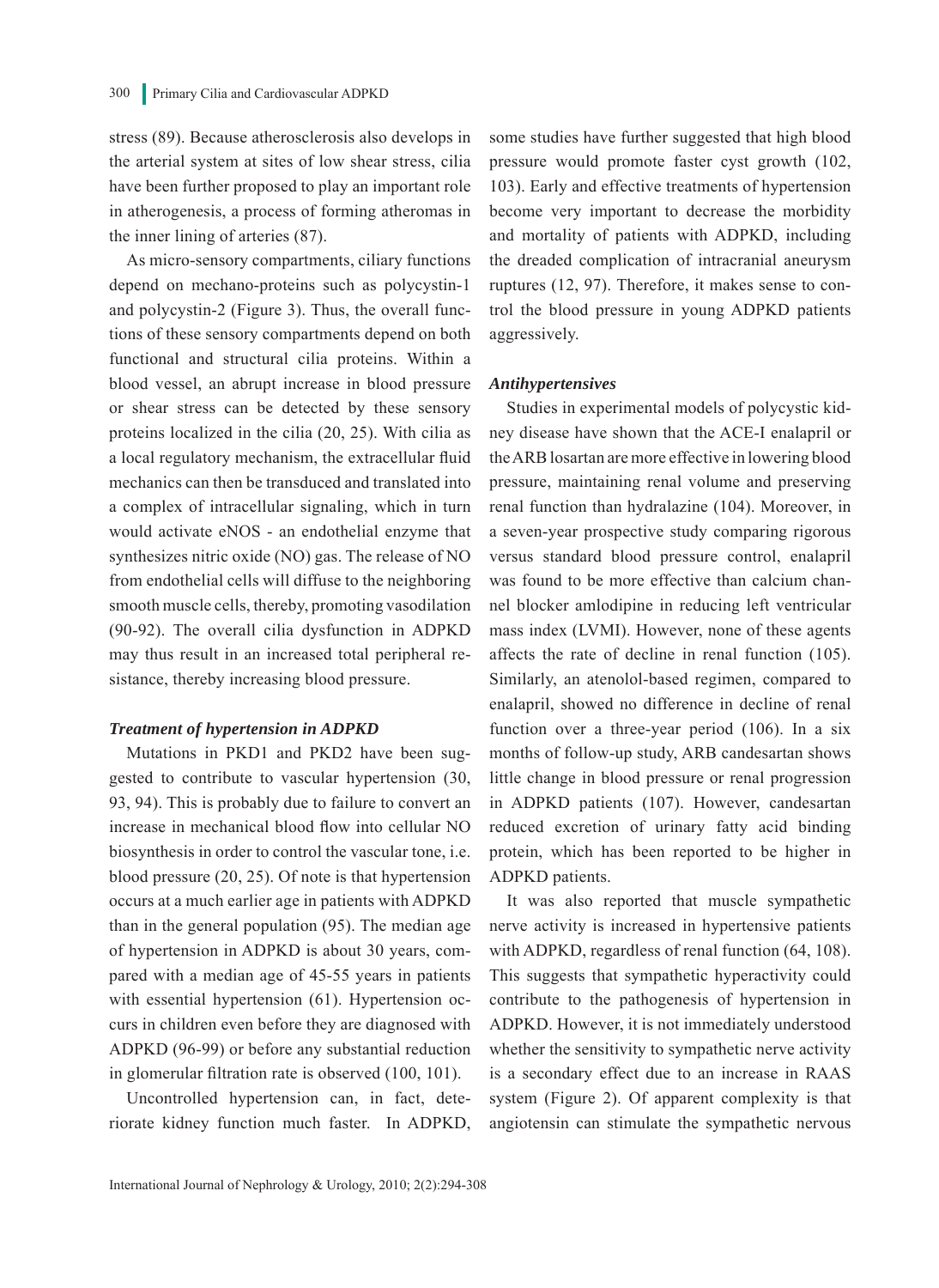stress (89). Because atherosclerosis also develops in the arterial system at sites of low shear stress, cilia have been further proposed to play an important role in atherogenesis, a process of forming atheromas in the inner lining of arteries (87).

As micro-sensory compartments, ciliary functions depend on mechano-proteins such as polycystin-1 and polycystin-2 (Figure 3). Thus, the overall functions of these sensory compartments depend on both functional and structural cilia proteins. Within a blood vessel, an abrupt increase in blood pressure or shear stress can be detected by these sensory proteins localized in the cilia (20, 25). With cilia as a local regulatory mechanism, the extracellular fluid mechanics can then be transduced and translated into a complex of intracellular signaling, which in turn would activate eNOS - an endothelial enzyme that synthesizes nitric oxide (NO) gas. The release of NO from endothelial cells will diffuse to the neighboring smooth muscle cells, thereby, promoting vasodilation (90-92). The overall cilia dysfunction in ADPKD may thus result in an increased total peripheral resistance, thereby increasing blood pressure.

### *Treatment of hypertension in ADPKD*

Mutations in PKD1 and PKD2 have been suggested to contribute to vascular hypertension (30, 93, 94). This is probably due to failure to convert an increase in mechanical blood flow into cellular NO biosynthesis in order to control the vascular tone, i.e. blood pressure (20, 25). Of note is that hypertension occurs at a much earlier age in patients with ADPKD than in the general population (95). The median age of hypertension in ADPKD is about 30 years, compared with a median age of 45-55 years in patients with essential hypertension (61). Hypertension occurs in children even before they are diagnosed with ADPKD (96-99) or before any substantial reduction in glomerular filtration rate is observed (100, 101).

Uncontrolled hypertension can, in fact, deteriorate kidney function much faster. In ADPKD, some studies have further suggested that high blood pressure would promote faster cyst growth (102, 103). Early and effective treatments of hypertension become very important to decrease the morbidity and mortality of patients with ADPKD, including the dreaded complication of intracranial aneurysm ruptures (12, 97). Therefore, it makes sense to control the blood pressure in young ADPKD patients aggressively.

### *Antihypertensives*

Studies in experimental models of polycystic kidney disease have shown that the ACE-I enalapril or the ARB losartan are more effective in lowering blood pressure, maintaining renal volume and preserving renal function than hydralazine (104). Moreover, in a seven-year prospective study comparing rigorous versus standard blood pressure control, enalapril was found to be more effective than calcium channel blocker amlodipine in reducing left ventricular mass index (LVMI). However, none of these agents affects the rate of decline in renal function (105). Similarly, an atenolol-based regimen, compared to enalapril, showed no difference in decline of renal function over a three-year period (106). In a six months of follow-up study, ARB candesartan shows little change in blood pressure or renal progression in ADPKD patients (107). However, candesartan reduced excretion of urinary fatty acid binding protein, which has been reported to be higher in ADPKD patients.

It was also reported that muscle sympathetic nerve activity is increased in hypertensive patients with ADPKD, regardless of renal function (64, 108). This suggests that sympathetic hyperactivity could contribute to the pathogenesis of hypertension in ADPKD. However, it is not immediately understood whether the sensitivity to sympathetic nerve activity is a secondary effect due to an increase in RAAS system (Figure 2). Of apparent complexity is that angiotensin can stimulate the sympathetic nervous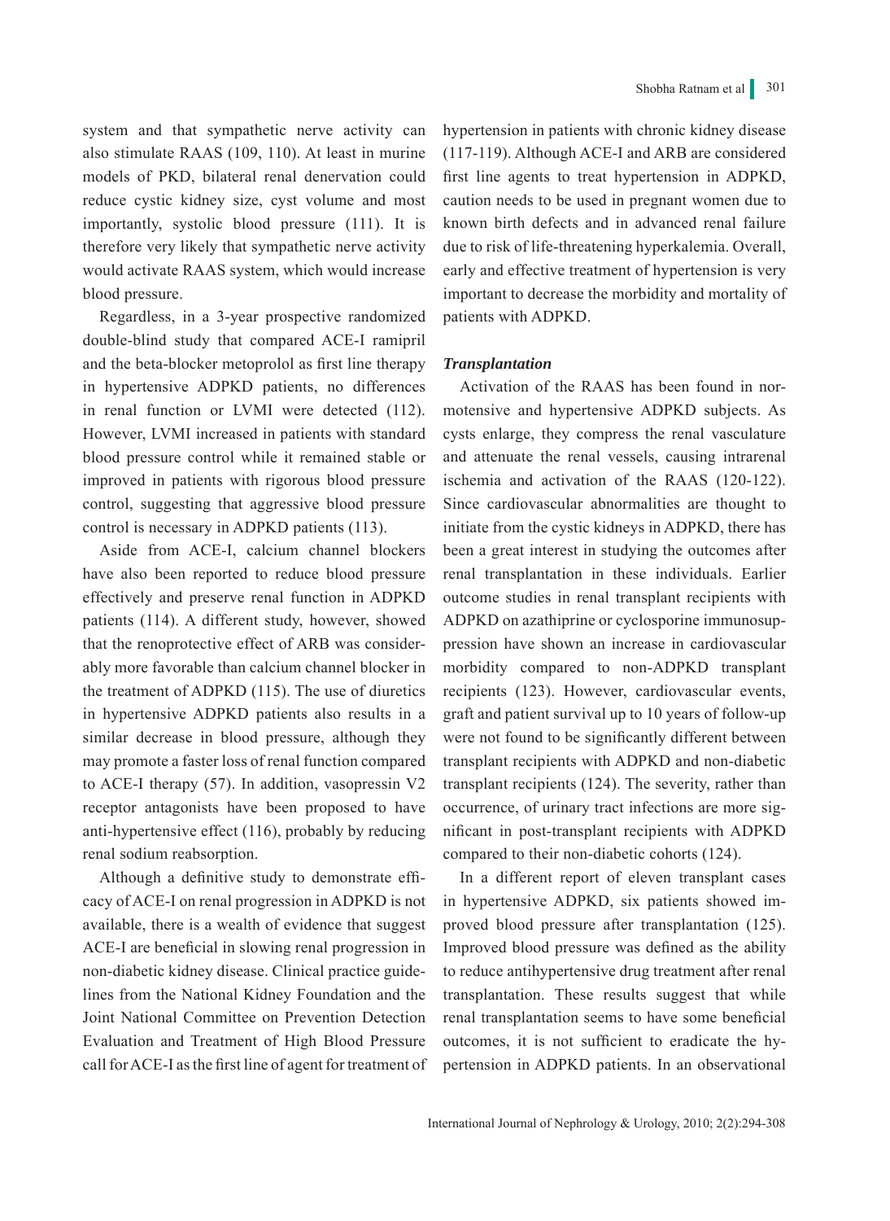system and that sympathetic nerve activity can also stimulate RAAS (109, 110). At least in murine models of PKD, bilateral renal denervation could reduce cystic kidney size, cyst volume and most importantly, systolic blood pressure (111). It is therefore very likely that sympathetic nerve activity would activate RAAS system, which would increase blood pressure.

Regardless, in a 3-year prospective randomized double-blind study that compared ACE-I ramipril and the beta-blocker metoprolol as first line therapy in hypertensive ADPKD patients, no differences in renal function or LVMI were detected (112). However, LVMI increased in patients with standard blood pressure control while it remained stable or improved in patients with rigorous blood pressure control, suggesting that aggressive blood pressure control is necessary in ADPKD patients (113).

Aside from ACE-I, calcium channel blockers have also been reported to reduce blood pressure effectively and preserve renal function in ADPKD patients (114). A different study, however, showed that the renoprotective effect of ARB was considerably more favorable than calcium channel blocker in the treatment of ADPKD (115). The use of diuretics in hypertensive ADPKD patients also results in a similar decrease in blood pressure, although they may promote a faster loss of renal function compared to ACE-I therapy (57). In addition, vasopressin V2 receptor antagonists have been proposed to have anti-hypertensive effect (116), probably by reducing renal sodium reabsorption.

Although a definitive study to demonstrate efficacy of ACE-I on renal progression in ADPKD is not available, there is a wealth of evidence that suggest ACE-I are beneficial in slowing renal progression in non-diabetic kidney disease. Clinical practice guidelines from the National Kidney Foundation and the Joint National Committee on Prevention Detection Evaluation and Treatment of High Blood Pressure call for ACE-I as the first line of agent for treatment of hypertension in patients with chronic kidney disease (117-119). Although ACE-I and ARB are considered first line agents to treat hypertension in ADPKD, caution needs to be used in pregnant women due to known birth defects and in advanced renal failure due to risk of life-threatening hyperkalemia. Overall, early and effective treatment of hypertension is very important to decrease the morbidity and mortality of patients with ADPKD.

### *Transplantation*

Activation of the RAAS has been found in normotensive and hypertensive ADPKD subjects. As cysts enlarge, they compress the renal vasculature and attenuate the renal vessels, causing intrarenal ischemia and activation of the RAAS (120-122). Since cardiovascular abnormalities are thought to initiate from the cystic kidneys in ADPKD, there has been a great interest in studying the outcomes after renal transplantation in these individuals. Earlier outcome studies in renal transplant recipients with ADPKD on azathiprine or cyclosporine immunosuppression have shown an increase in cardiovascular morbidity compared to non-ADPKD transplant recipients (123). However, cardiovascular events, graft and patient survival up to 10 years of follow-up were not found to be significantly different between transplant recipients with ADPKD and non-diabetic transplant recipients (124). The severity, rather than occurrence, of urinary tract infections are more significant in post-transplant recipients with ADPKD compared to their non-diabetic cohorts (124).

In a different report of eleven transplant cases in hypertensive ADPKD, six patients showed improved blood pressure after transplantation (125). Improved blood pressure was defined as the ability to reduce antihypertensive drug treatment after renal transplantation. These results suggest that while renal transplantation seems to have some beneficial outcomes, it is not sufficient to eradicate the hypertension in ADPKD patients. In an observational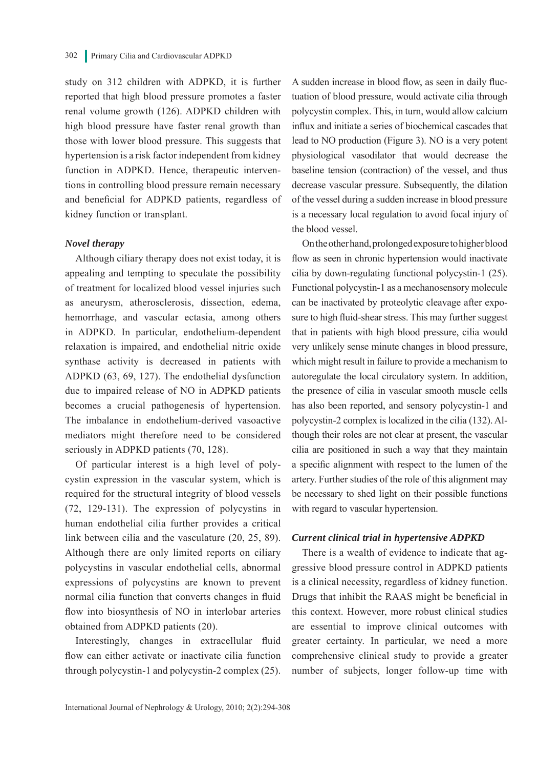study on 312 children with ADPKD, it is further reported that high blood pressure promotes a faster renal volume growth (126). ADPKD children with high blood pressure have faster renal growth than those with lower blood pressure. This suggests that hypertension is a risk factor independent from kidney function in ADPKD. Hence, therapeutic interventions in controlling blood pressure remain necessary and beneficial for ADPKD patients, regardless of kidney function or transplant.

### *Novel therapy*

Although ciliary therapy does not exist today, it is appealing and tempting to speculate the possibility of treatment for localized blood vessel injuries such as aneurysm, atherosclerosis, dissection, edema, hemorrhage, and vascular ectasia, among others in ADPKD. In particular, endothelium-dependent relaxation is impaired, and endothelial nitric oxide synthase activity is decreased in patients with ADPKD (63, 69, 127). The endothelial dysfunction due to impaired release of NO in ADPKD patients becomes a crucial pathogenesis of hypertension. The imbalance in endothelium-derived vasoactive mediators might therefore need to be considered seriously in ADPKD patients (70, 128).

Of particular interest is a high level of polycystin expression in the vascular system, which is required for the structural integrity of blood vessels (72, 129-131). The expression of polycystins in human endothelial cilia further provides a critical link between cilia and the vasculature (20, 25, 89). Although there are only limited reports on ciliary polycystins in vascular endothelial cells, abnormal expressions of polycystins are known to prevent normal cilia function that converts changes in fluid flow into biosynthesis of NO in interlobar arteries obtained from ADPKD patients (20).

Interestingly, changes in extracellular fluid flow can either activate or inactivate cilia function through polycystin-1 and polycystin-2 complex (25). A sudden increase in blood flow, as seen in daily fluctuation of blood pressure, would activate cilia through polycystin complex. This, in turn, would allow calcium influx and initiate a series of biochemical cascades that lead to NO production (Figure 3). NO is a very potent physiological vasodilator that would decrease the baseline tension (contraction) of the vessel, and thus decrease vascular pressure. Subsequently, the dilation of the vessel during a sudden increase in blood pressure is a necessary local regulation to avoid focal injury of the blood vessel.

On the other hand, prolonged exposure to higher blood flow as seen in chronic hypertension would inactivate cilia by down-regulating functional polycystin-1 (25). Functional polycystin-1 as a mechanosensory molecule can be inactivated by proteolytic cleavage after exposure to high fluid-shear stress. This may further suggest that in patients with high blood pressure, cilia would very unlikely sense minute changes in blood pressure, which might result in failure to provide a mechanism to autoregulate the local circulatory system. In addition, the presence of cilia in vascular smooth muscle cells has also been reported, and sensory polycystin-1 and polycystin-2 complex is localized in the cilia (132). Although their roles are not clear at present, the vascular cilia are positioned in such a way that they maintain a specific alignment with respect to the lumen of the artery. Further studies of the role of this alignment may be necessary to shed light on their possible functions with regard to vascular hypertension.

### *Current clinical trial in hypertensive ADPKD*

There is a wealth of evidence to indicate that aggressive blood pressure control in ADPKD patients is a clinical necessity, regardless of kidney function. Drugs that inhibit the RAAS might be beneficial in this context. However, more robust clinical studies are essential to improve clinical outcomes with greater certainty. In particular, we need a more comprehensive clinical study to provide a greater number of subjects, longer follow-up time with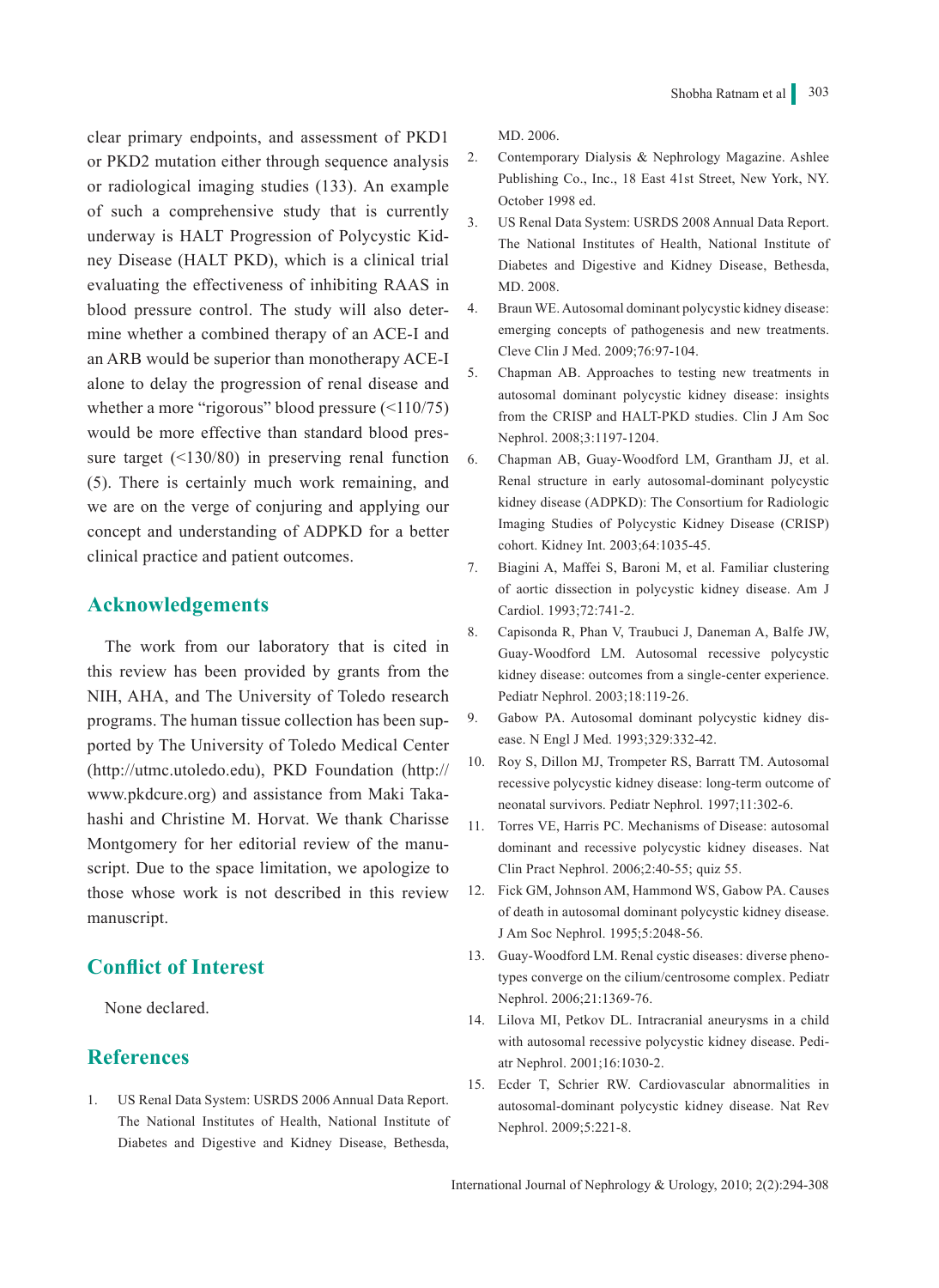clear primary endpoints, and assessment of PKD1 or PKD2 mutation either through sequence analysis or radiological imaging studies (133). An example of such a comprehensive study that is currently underway is HALT Progression of Polycystic Kidney Disease (HALT PKD), which is a clinical trial evaluating the effectiveness of inhibiting RAAS in blood pressure control. The study will also determine whether a combined therapy of an ACE-I and an ARB would be superior than monotherapy ACE-I alone to delay the progression of renal disease and whether a more "rigorous" blood pressure (<110/75) would be more effective than standard blood pressure target (<130/80) in preserving renal function (5). There is certainly much work remaining, and we are on the verge of conjuring and applying our concept and understanding of ADPKD for a better clinical practice and patient outcomes.

## Acknowledgements

The work from our laboratory that is cited in this review has been provided by grants from the NIH, AHA, and The University of Toledo research programs. The human tissue collection has been supported by The University of Toledo Medical Center (http://utmc.utoledo.edu), PKD Foundation (http://www.pkdcure.org) and assistance from Maki Takahashi and Christine M. Horvat. We thank Charisse Montgomery for her editorial review of the manuscript. Due to the space limitation, we apologize to those whose work is not described in this review manuscript.

## Conflict of Interest

None declared.

## References

1. US Renal Data System: USRDS 2006 Annual Data Report. The National Institutes of Health, National Institute of Diabetes and Digestive and Kidney Disease, Bethesda, MD. 2006.
2. Contemporary Dialysis & Nephrology Magazine. Ashlee Publishing Co., Inc., 18 East 41st Street, New York, NY. October 1998 ed.
3. US Renal Data System: USRDS 2008 Annual Data Report. The National Institutes of Health, National Institute of Diabetes and Digestive and Kidney Disease, Bethesda, MD. 2008.
4. Braun WE. Autosomal dominant polycystic kidney disease: emerging concepts of pathogenesis and new treatments. Cleve Clin J Med. 2009;76:97-104.
5. Chapman AB. Approaches to testing new treatments in autosomal dominant polycystic kidney disease: insights from the CRISP and HALT-PKD studies. Clin J Am Soc Nephrol. 2008;3:1197-1204.
6. Chapman AB, Guay-Woodford LM, Grantham JJ, et al. Renal structure in early autosomal-dominant polycystic kidney disease (ADPKD): The Consortium for Radiologic Imaging Studies of Polycystic Kidney Disease (CRISP) cohort. Kidney Int. 2003;64:1035-45.
7. Biagini A, Maffei S, Baroni M, et al. Familiar clustering of aortic dissection in polycystic kidney disease. Am J Cardiol. 1993;72:741-2.
8. Capisonda R, Phan V, Traubuci J, Daneman A, Balfe JW, Guay-Woodford LM. Autosomal recessive polycystic kidney disease: outcomes from a single-center experience. Pediatr Nephrol. 2003;18:119-26.
9. Gabow PA. Autosomal dominant polycystic kidney disease. N Engl J Med. 1993;329:332-42.
10. Roy S, Dillon MJ, Trompeter RS, Barratt TM. Autosomal recessive polycystic kidney disease: long-term outcome of neonatal survivors. Pediatr Nephrol. 1997;11:302-6.
11. Torres VE, Harris PC. Mechanisms of Disease: autosomal dominant and recessive polycystic kidney diseases. Nat Clin Pract Nephrol. 2006;2:40-55; quiz 55.
12. Fick GM, Johnson AM, Hammond WS, Gabow PA. Causes of death in autosomal dominant polycystic kidney disease. J Am Soc Nephrol. 1995;5:2048-56.
13. Guay-Woodford LM. Renal cystic diseases: diverse phenotypes converge on the cilium/centrosome complex. Pediatr Nephrol. 2006;21:1369-76.
14. Lilova MI, Petkov DL. Intracranial aneurysms in a child with autosomal recessive polycystic kidney disease. Pediatr Nephrol. 2001;16:1030-2.
15. Ecder T, Schrier RW. Cardiovascular abnormalities in autosomal-dominant polycystic kidney disease. Nat Rev Nephrol. 2009;5:221-8.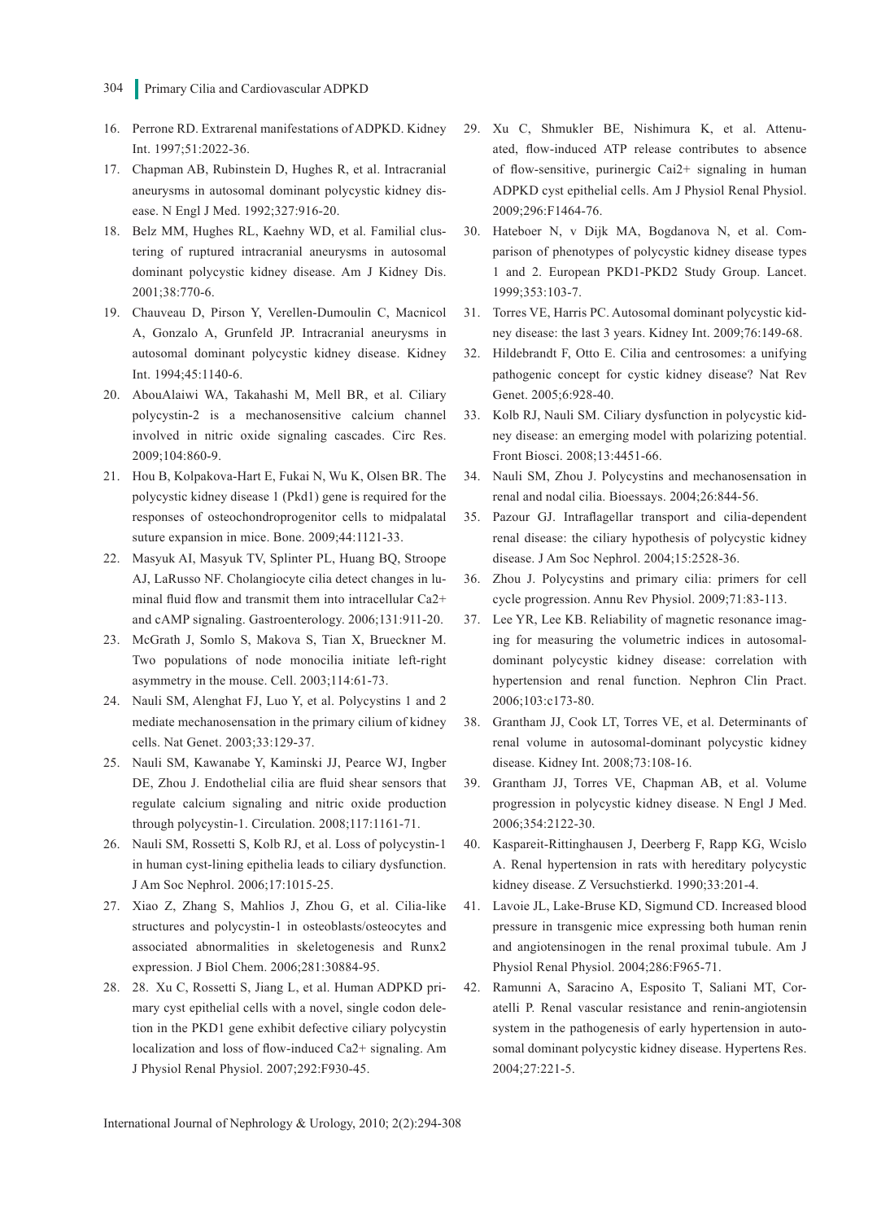16. Perrone RD. Extrarenal manifestations of ADPKD. Kidney Int. 1997;51:2022-36.
17. Chapman AB, Rubinstein D, Hughes R, et al. Intracranial aneurysms in autosomal dominant polycystic kidney disease. N Engl J Med. 1992;327:916-20.
18. Belz MM, Hughes RL, Kaehny WD, et al. Familial clustering of ruptured intracranial aneurysms in autosomal dominant polycystic kidney disease. Am J Kidney Dis. 2001;38:770-6.
19. Chauveau D, Pirson Y, Verellen-Dumoulin C, Macnicol A, Gonzalo A, Grunfeld JP. Intracranial aneurysms in autosomal dominant polycystic kidney disease. Kidney Int. 1994;45:1140-6.
20. AbouAlaiwi WA, Takahashi M, Mell BR, et al. Ciliary polycystin-2 is a mechanosensitive calcium channel involved in nitric oxide signaling cascades. Circ Res. 2009;104:860-9.
21. Hou B, Kolpakova-Hart E, Fukai N, Wu K, Olsen BR. The polycystic kidney disease 1 (Pkd1) gene is required for the responses of osteochondroprogenitor cells to midpalatal suture expansion in mice. Bone. 2009;44:1121-33.
22. Masyuk AI, Masyuk TV, Splinter PL, Huang BQ, Stroope AJ, LaRusso NF. Cholangiocyte cilia detect changes in luminal fluid flow and transmit them into intracellular Ca2+ and cAMP signaling. Gastroenterology. 2006;131:911-20.
23. McGrath J, Somlo S, Makova S, Tian X, Brueckner M. Two populations of node monocilia initiate left-right asymmetry in the mouse. Cell. 2003;114:61-73.
24. Nauli SM, Alenghat FJ, Luo Y, et al. Polycystins 1 and 2 mediate mechanosensation in the primary cilium of kidney cells. Nat Genet. 2003;33:129-37.
25. Nauli SM, Kawanabe Y, Kaminski JJ, Pearce WJ, Ingber DE, Zhou J. Endothelial cilia are fluid shear sensors that regulate calcium signaling and nitric oxide production through polycystin-1. Circulation. 2008;117:1161-71.
26. Nauli SM, Rossetti S, Kolb RJ, et al. Loss of polycystin-1 in human cyst-lining epithelia leads to ciliary dysfunction. J Am Soc Nephrol. 2006;17:1015-25.
27. Xiao Z, Zhang S, Mahlios J, Zhou G, et al. Cilia-like structures and polycystin-1 in osteoblasts/osteocytes and associated abnormalities in skeletogenesis and Runx2 expression. J Biol Chem. 2006;281:30884-95.
28. 28. Xu C, Rossetti S, Jiang L, et al. Human ADPKD primary cyst epithelial cells with a novel, single codon deletion in the PKD1 gene exhibit defective ciliary polycystin localization and loss of flow-induced Ca2+ signaling. Am J Physiol Renal Physiol. 2007;292:F930-45.
29. Xu C, Shmukler BE, Nishimura K, et al. Attenuated, flow-induced ATP release contributes to absence of flow-sensitive, purinergic Cai2+ signaling in human ADPKD cyst epithelial cells. Am J Physiol Renal Physiol. 2009;296:F1464-76.
30. Hateboer N, v Dijk MA, Bogdanova N, et al. Comparison of phenotypes of polycystic kidney disease types 1 and 2. European PKD1-PKD2 Study Group. Lancet. 1999;353:103-7.
31. Torres VE, Harris PC. Autosomal dominant polycystic kidney disease: the last 3 years. Kidney Int. 2009;76:149-68.
32. Hildebrandt F, Otto E. Cilia and centrosomes: a unifying pathogenic concept for cystic kidney disease? Nat Rev Genet. 2005;6:928-40.
33. Kolb RJ, Nauli SM. Ciliary dysfunction in polycystic kidney disease: an emerging model with polarizing potential. Front Biosci. 2008;13:4451-66.
34. Nauli SM, Zhou J. Polycystins and mechanosensation in renal and nodal cilia. Bioessays. 2004;26:844-56.
35. Pazour GJ. Intraflagellar transport and cilia-dependent renal disease: the ciliary hypothesis of polycystic kidney disease. J Am Soc Nephrol. 2004;15:2528-36.
36. Zhou J. Polycystins and primary cilia: primers for cell cycle progression. Annu Rev Physiol. 2009;71:83-113.
37. Lee YR, Lee KB. Reliability of magnetic resonance imaging for measuring the volumetric indices in autosomal-dominant polycystic kidney disease: correlation with hypertension and renal function. Nephron Clin Pract. 2006;103:c173-80.
38. Grantham JJ, Cook LT, Torres VE, et al. Determinants of renal volume in autosomal-dominant polycystic kidney disease. Kidney Int. 2008;73:108-16.
39. Grantham JJ, Torres VE, Chapman AB, et al. Volume progression in polycystic kidney disease. N Engl J Med. 2006;354:2122-30.
40. Kaspareit-Rittinghausen J, Deerberg F, Rapp KG, Wcislo A. Renal hypertension in rats with hereditary polycystic kidney disease. Z Versuchstierkd. 1990;33:201-4.
41. Lavoie JL, Lake-Bruse KD, Sigmund CD. Increased blood pressure in transgenic mice expressing both human renin and angiotensinogen in the renal proximal tubule. Am J Physiol Renal Physiol. 2004;286:F965-71.
42. Ramunni A, Saracino A, Esposito T, Saliani MT, Coratelli P. Renal vascular resistance and renin-angiotensin system in the pathogenesis of early hypertension in autosomal dominant polycystic kidney disease. Hypertens Res. 2004;27:221-5.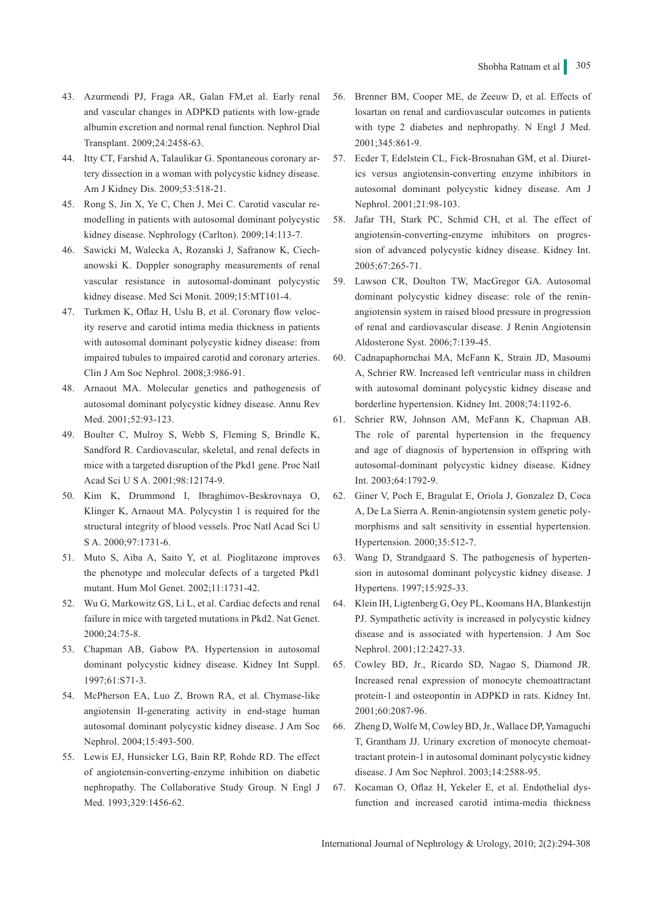43. Azurmendi PJ, Fraga AR, Galan FM,et al. Early renal and vascular changes in ADPKD patients with low-grade albumin excretion and normal renal function. Nephrol Dial Transplant. 2009;24:2458-63.
44. Itty CT, Farshid A, Talaulikar G. Spontaneous coronary artery dissection in a woman with polycystic kidney disease. Am J Kidney Dis. 2009;53:518-21.
45. Rong S, Jin X, Ye C, Chen J, Mei C. Carotid vascular remodelling in patients with autosomal dominant polycystic kidney disease. Nephrology (Carlton). 2009;14:113-7.
46. Sawicki M, Walecka A, Rozanski J, Safranow K, Ciechanowski K. Doppler sonography measurements of renal vascular resistance in autosomal-dominant polycystic kidney disease. Med Sci Monit. 2009;15:MT101-4.
47. Turkmen K, Oflaz H, Uslu B, et al. Coronary flow velocity reserve and carotid intima media thickness in patients with autosomal dominant polycystic kidney disease: from impaired tubules to impaired carotid and coronary arteries. Clin J Am Soc Nephrol. 2008;3:986-91.
48. Arnaout MA. Molecular genetics and pathogenesis of autosomal dominant polycystic kidney disease. Annu Rev Med. 2001;52:93-123.
49. Boulter C, Mulroy S, Webb S, Fleming S, Brindle K, Sandford R. Cardiovascular, skeletal, and renal defects in mice with a targeted disruption of the Pkd1 gene. Proc Natl Acad Sci U S A. 2001;98:12174-9.
50. Kim K, Drummond I, Ibraghimov-Beskrovnaya O, Klinger K, Arnaout MA. Polycystin 1 is required for the structural integrity of blood vessels. Proc Natl Acad Sci U S A. 2000;97:1731-6.
51. Muto S, Aiba A, Saito Y, et al. Pioglitazone improves the phenotype and molecular defects of a targeted Pkd1 mutant. Hum Mol Genet. 2002;11:1731-42.
52. Wu G, Markowitz GS, Li L, et al. Cardiac defects and renal failure in mice with targeted mutations in Pkd2. Nat Genet. 2000;24:75-8.
53. Chapman AB, Gabow PA. Hypertension in autosomal dominant polycystic kidney disease. Kidney Int Suppl. 1997;61:S71-3.
54. McPherson EA, Luo Z, Brown RA, et al. Chymase-like angiotensin II-generating activity in end-stage human autosomal dominant polycystic kidney disease. J Am Soc Nephrol. 2004;15:493-500.
55. Lewis EJ, Hunsicker LG, Bain RP, Rohde RD. The effect of angiotensin-converting-enzyme inhibition on diabetic nephropathy. The Collaborative Study Group. N Engl J Med. 1993;329:1456-62.
56. Brenner BM, Cooper ME, de Zeeuw D, et al. Effects of losartan on renal and cardiovascular outcomes in patients with type 2 diabetes and nephropathy. N Engl J Med. 2001;345:861-9.
57. Ecder T, Edelstein CL, Fick-Brosnahan GM, et al. Diuretics versus angiotensin-converting enzyme inhibitors in autosomal dominant polycystic kidney disease. Am J Nephrol. 2001;21:98-103.
58. Jafar TH, Stark PC, Schmid CH, et al. The effect of angiotensin-converting-enzyme inhibitors on progression of advanced polycystic kidney disease. Kidney Int. 2005;67:265-71.
59. Lawson CR, Doulton TW, MacGregor GA. Autosomal dominant polycystic kidney disease: role of the renin-angiotensin system in raised blood pressure in progression of renal and cardiovascular disease. J Renin Angiotensin Aldosterone Syst. 2006;7:139-45.
60. Cadnapaphornchai MA, McFann K, Strain JD, Masoumi A, Schrier RW. Increased left ventricular mass in children with autosomal dominant polycystic kidney disease and borderline hypertension. Kidney Int. 2008;74:1192-6.
61. Schrier RW, Johnson AM, McFann K, Chapman AB. The role of parental hypertension in the frequency and age of diagnosis of hypertension in offspring with autosomal-dominant polycystic kidney disease. Kidney Int. 2003;64:1792-9.
62. Giner V, Poch E, Bragulat E, Oriola J, Gonzalez D, Coca A, De La Sierra A. Renin-angiotensin system genetic polymorphisms and salt sensitivity in essential hypertension. Hypertension. 2000;35:512-7.
63. Wang D, Strandgaard S. The pathogenesis of hypertension in autosomal dominant polycystic kidney disease. J Hypertens. 1997;15:925-33.
64. Klein IH, Ligtenberg G, Oey PL, Koomans HA, Blankestijn PJ. Sympathetic activity is increased in polycystic kidney disease and is associated with hypertension. J Am Soc Nephrol. 2001;12:2427-33.
65. Cowley BD, Jr., Ricardo SD, Nagao S, Diamond JR. Increased renal expression of monocyte chemoattractant protein-1 and osteopontin in ADPKD in rats. Kidney Int. 2001;60:2087-96.
66. Zheng D, Wolfe M, Cowley BD, Jr., Wallace DP, Yamaguchi T, Grantham JJ. Urinary excretion of monocyte chemoattractant protein-1 in autosomal dominant polycystic kidney disease. J Am Soc Nephrol. 2003;14:2588-95.
67. Kocaman O, Oflaz H, Yekeler E, et al. Endothelial dysfunction and increased carotid intima-media thickness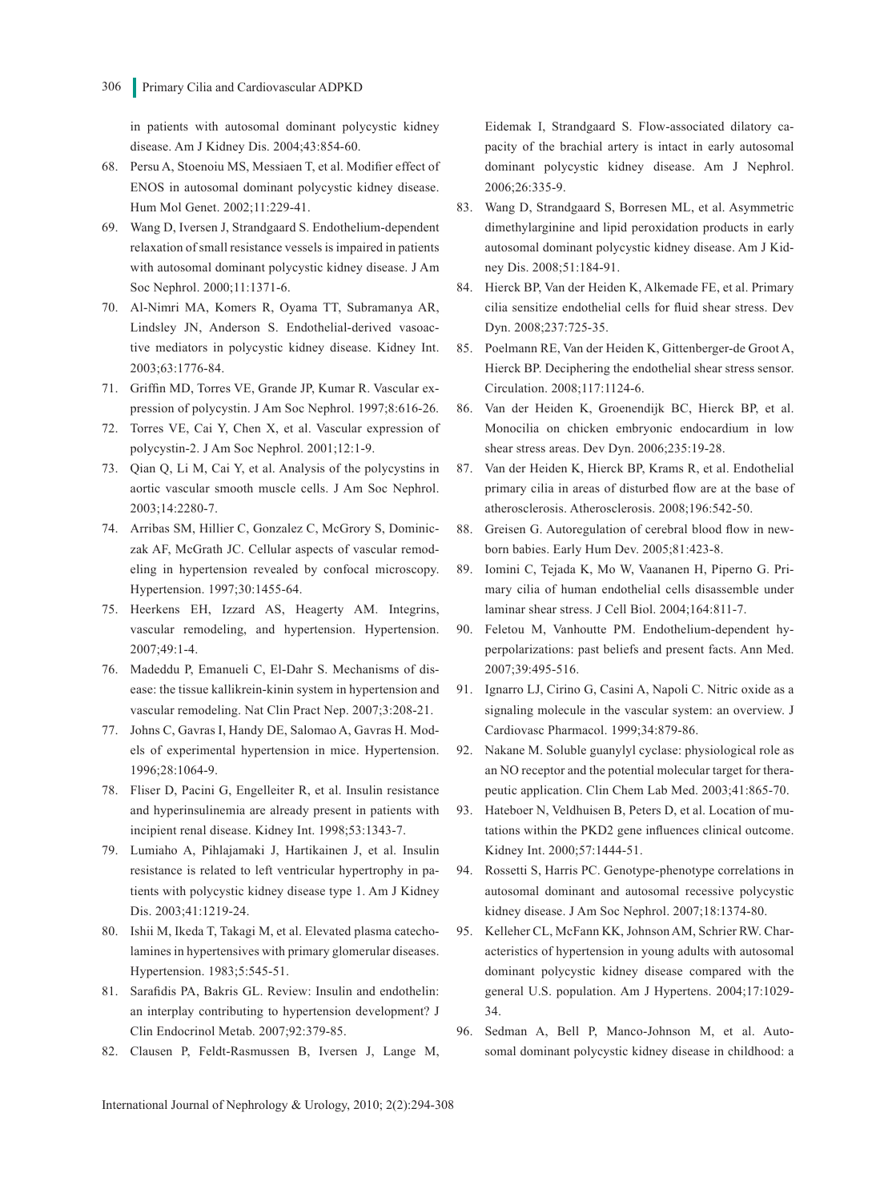in patients with autosomal dominant polycystic kidney disease. Am J Kidney Dis. 2004;43:854-60.

68. Persu A, Stoenoiu MS, Messiaen T, et al. Modifier effect of ENOS in autosomal dominant polycystic kidney disease. Hum Mol Genet. 2002;11:229-41.
69. Wang D, Iversen J, Strandgaard S. Endothelium-dependent relaxation of small resistance vessels is impaired in patients with autosomal dominant polycystic kidney disease. J Am Soc Nephrol. 2000;11:1371-6.
70. Al-Nimri MA, Komers R, Oyama TT, Subramanya AR, Lindsley JN, Anderson S. Endothelial-derived vasoactive mediators in polycystic kidney disease. Kidney Int. 2003;63:1776-84.
71. Griffin MD, Torres VE, Grande JP, Kumar R. Vascular expression of polycystin. J Am Soc Nephrol. 1997;8:616-26.
72. Torres VE, Cai Y, Chen X, et al. Vascular expression of polycystin-2. J Am Soc Nephrol. 2001;12:1-9.
73. Qian Q, Li M, Cai Y, et al. Analysis of the polycystins in aortic vascular smooth muscle cells. J Am Soc Nephrol. 2003;14:2280-7.
74. Arribas SM, Hillier C, Gonzalez C, McGrory S, Dominiczak AF, McGrath JC. Cellular aspects of vascular remodeling in hypertension revealed by confocal microscopy. Hypertension. 1997;30:1455-64.
75. Heerkens EH, Izzard AS, Heagerty AM. Integrins, vascular remodeling, and hypertension. Hypertension. 2007;49:1-4.
76. Madeddu P, Emanueli C, El-Dahr S. Mechanisms of disease: the tissue kallikrein-kinin system in hypertension and vascular remodeling. Nat Clin Pract Nep. 2007;3:208-21.
77. Johns C, Gavras I, Handy DE, Salomao A, Gavras H. Models of experimental hypertension in mice. Hypertension. 1996;28:1064-9.
78. Fliser D, Pacini G, Engelleiter R, et al. Insulin resistance and hyperinsulinemia are already present in patients with incipient renal disease. Kidney Int. 1998;53:1343-7.
79. Lumiaho A, Pihlajamaki J, Hartikainen J, et al. Insulin resistance is related to left ventricular hypertrophy in patients with polycystic kidney disease type 1. Am J Kidney Dis. 2003;41:1219-24.
80. Ishii M, Ikeda T, Takagi M, et al. Elevated plasma catecholamines in hypertensives with primary glomerular diseases. Hypertension. 1983;5:545-51.
81. Sarafidis PA, Bakris GL. Review: Insulin and endothelin: an interplay contributing to hypertension development? J Clin Endocrinol Metab. 2007;92:379-85.
82. Clausen P, Feldt-Rasmussen B, Iversen J, Lange M, Eidemak I, Strandgaard S. Flow-associated dilatory capacity of the brachial artery is intact in early autosomal dominant polycystic kidney disease. Am J Nephrol. 2006;26:335-9.
83. Wang D, Strandgaard S, Borresen ML, et al. Asymmetric dimethylarginine and lipid peroxidation products in early autosomal dominant polycystic kidney disease. Am J Kidney Dis. 2008;51:184-91.
84. Hierck BP, Van der Heiden K, Alkemade FE, et al. Primary cilia sensitize endothelial cells for fluid shear stress. Dev Dyn. 2008;237:725-35.
85. Poelmann RE, Van der Heiden K, Gittenberger-de Groot A, Hierck BP. Deciphering the endothelial shear stress sensor. Circulation. 2008;117:1124-6.
86. Van der Heiden K, Groenendijk BC, Hierck BP, et al. Monocilia on chicken embryonic endocardium in low shear stress areas. Dev Dyn. 2006;235:19-28.
87. Van der Heiden K, Hierck BP, Krams R, et al. Endothelial primary cilia in areas of disturbed flow are at the base of atherosclerosis. Atherosclerosis. 2008;196:542-50.
88. Greisen G. Autoregulation of cerebral blood flow in newborn babies. Early Hum Dev. 2005;81:423-8.
89. Iomini C, Tejada K, Mo W, Vaananen H, Piperno G. Primary cilia of human endothelial cells disassemble under laminar shear stress. J Cell Biol. 2004;164:811-7.
90. Feletou M, Vanhoutte PM. Endothelium-dependent hyperpolarizations: past beliefs and present facts. Ann Med. 2007;39:495-516.
91. Ignarro LJ, Cirino G, Casini A, Napoli C. Nitric oxide as a signaling molecule in the vascular system: an overview. J Cardiovasc Pharmacol. 1999;34:879-86.
92. Nakane M. Soluble guanylyl cyclase: physiological role as an NO receptor and the potential molecular target for therapeutic application. Clin Chem Lab Med. 2003;41:865-70.
93. Hateboer N, Veldhuisen B, Peters D, et al. Location of mutations within the PKD2 gene influences clinical outcome. Kidney Int. 2000;57:1444-51.
94. Rossetti S, Harris PC. Genotype-phenotype correlations in autosomal dominant and autosomal recessive polycystic kidney disease. J Am Soc Nephrol. 2007;18:1374-80.
95. Kelleher CL, McFann KK, Johnson AM, Schrier RW. Characteristics of hypertension in young adults with autosomal dominant polycystic kidney disease compared with the general U.S. population. Am J Hypertens. 2004;17:1029-34.
96. Sedman A, Bell P, Manco-Johnson M, et al. Autosomal dominant polycystic kidney disease in childhood: a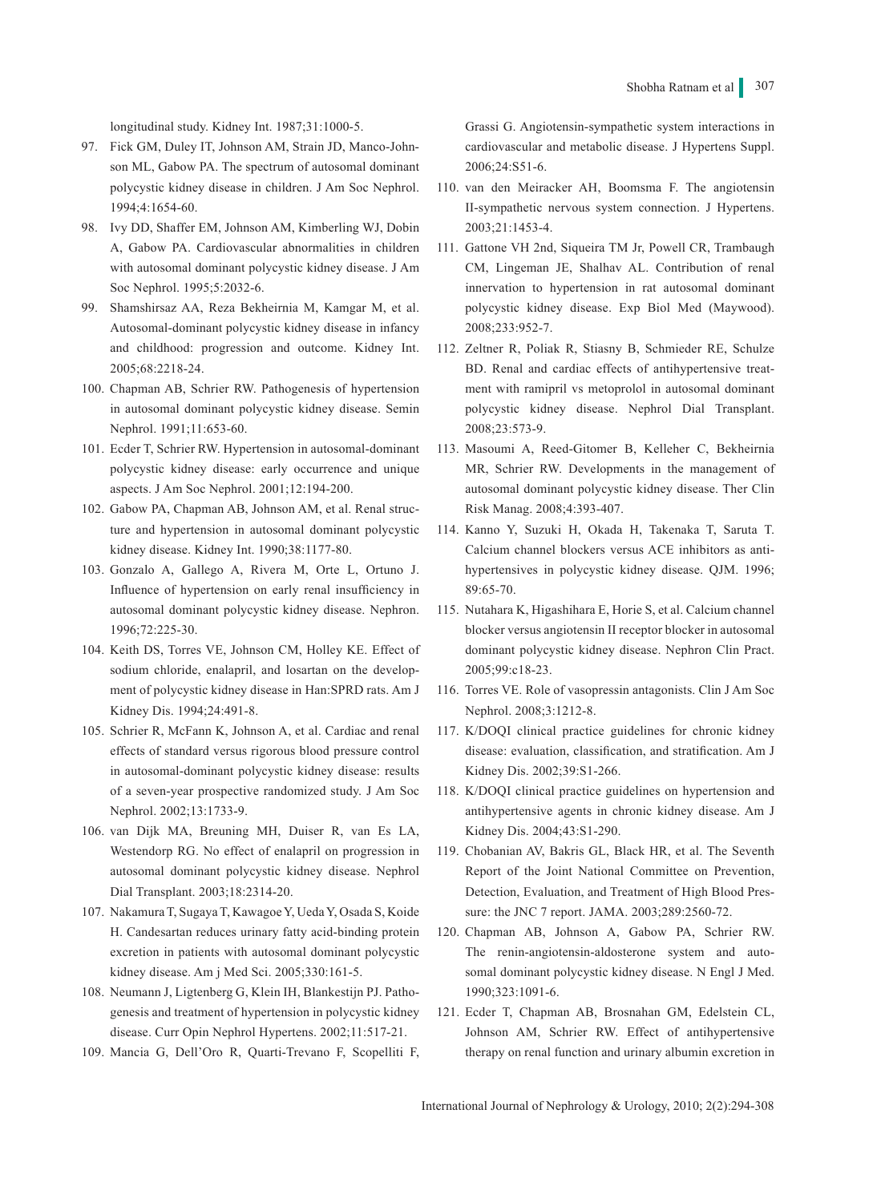longitudinal study. Kidney Int. 1987;31:1000-5.

97. Fick GM, Duley IT, Johnson AM, Strain JD, Manco-Johnson ML, Gabow PA. The spectrum of autosomal dominant polycystic kidney disease in children. J Am Soc Nephrol. 1994;4:1654-60.
98. Ivy DD, Shaffer EM, Johnson AM, Kimberling WJ, Dobin A, Gabow PA. Cardiovascular abnormalities in children with autosomal dominant polycystic kidney disease. J Am Soc Nephrol. 1995;5:2032-6.
99. Shamshirsaz AA, Reza Bekheirnia M, Kamgar M, et al. Autosomal-dominant polycystic kidney disease in infancy and childhood: progression and outcome. Kidney Int. 2005;68:2218-24.
100. Chapman AB, Schrier RW. Pathogenesis of hypertension in autosomal dominant polycystic kidney disease. Semin Nephrol. 1991;11:653-60.
101. Ecder T, Schrier RW. Hypertension in autosomal-dominant polycystic kidney disease: early occurrence and unique aspects. J Am Soc Nephrol. 2001;12:194-200.
102. Gabow PA, Chapman AB, Johnson AM, et al. Renal structure and hypertension in autosomal dominant polycystic kidney disease. Kidney Int. 1990;38:1177-80.
103. Gonzalo A, Gallego A, Rivera M, Orte L, Ortuno J. Influence of hypertension on early renal insufficiency in autosomal dominant polycystic kidney disease. Nephron. 1996;72:225-30.
104. Keith DS, Torres VE, Johnson CM, Holley KE. Effect of sodium chloride, enalapril, and losartan on the development of polycystic kidney disease in Han:SPRD rats. Am J Kidney Dis. 1994;24:491-8.
105. Schrier R, McFann K, Johnson A, et al. Cardiac and renal effects of standard versus rigorous blood pressure control in autosomal-dominant polycystic kidney disease: results of a seven-year prospective randomized study. J Am Soc Nephrol. 2002;13:1733-9.
106. van Dijk MA, Breuning MH, Duiser R, van Es LA, Westendorp RG. No effect of enalapril on progression in autosomal dominant polycystic kidney disease. Nephrol Dial Transplant. 2003;18:2314-20.
107. Nakamura T, Sugaya T, Kawagoe Y, Ueda Y, Osada S, Koide H. Candesartan reduces urinary fatty acid-binding protein excretion in patients with autosomal dominant polycystic kidney disease. Am j Med Sci. 2005;330:161-5.
108. Neumann J, Ligtenberg G, Klein IH, Blankestijn PJ. Pathogenesis and treatment of hypertension in polycystic kidney disease. Curr Opin Nephrol Hypertens. 2002;11:517-21.
109. Mancia G, Dell'Oro R, Quarti-Trevano F, Scopelliti F, Grassi G. Angiotensin-sympathetic system interactions in cardiovascular and metabolic disease. J Hypertens Suppl. 2006;24:S51-6.
110. van den Meiracker AH, Boomsma F. The angiotensin II-sympathetic nervous system connection. J Hypertens. 2003;21:1453-4.
111. Gattone VH 2nd, Siqueira TM Jr, Powell CR, Trambaugh CM, Lingeman JE, Shalhav AL. Contribution of renal innervation to hypertension in rat autosomal dominant polycystic kidney disease. Exp Biol Med (Maywood). 2008;233:952-7.
112. Zeltner R, Poliak R, Stiasny B, Schmieder RE, Schulze BD. Renal and cardiac effects of antihypertensive treatment with ramipril vs metoprolol in autosomal dominant polycystic kidney disease. Nephrol Dial Transplant. 2008;23:573-9.
113. Masoumi A, Reed-Gitomer B, Kelleher C, Bekheirnia MR, Schrier RW. Developments in the management of autosomal dominant polycystic kidney disease. Ther Clin Risk Manag. 2008;4:393-407.
114. Kanno Y, Suzuki H, Okada H, Takenaka T, Saruta T. Calcium channel blockers versus ACE inhibitors as antihypertensives in polycystic kidney disease. QJM. 1996; 89:65-70.
115. Nutahara K, Higashihara E, Horie S, et al. Calcium channel blocker versus angiotensin II receptor blocker in autosomal dominant polycystic kidney disease. Nephron Clin Pract. 2005;99:c18-23.
116. Torres VE. Role of vasopressin antagonists. Clin J Am Soc Nephrol. 2008;3:1212-8.
117. K/DOQI clinical practice guidelines for chronic kidney disease: evaluation, classification, and stratification. Am J Kidney Dis. 2002;39:S1-266.
118. K/DOQI clinical practice guidelines on hypertension and antihypertensive agents in chronic kidney disease. Am J Kidney Dis. 2004;43:S1-290.
119. Chobanian AV, Bakris GL, Black HR, et al. The Seventh Report of the Joint National Committee on Prevention, Detection, Evaluation, and Treatment of High Blood Pressure: the JNC 7 report. JAMA. 2003;289:2560-72.
120. Chapman AB, Johnson A, Gabow PA, Schrier RW. The renin-angiotensin-aldosterone system and autosomal dominant polycystic kidney disease. N Engl J Med. 1990;323:1091-6.
121. Ecder T, Chapman AB, Brosnahan GM, Edelstein CL, Johnson AM, Schrier RW. Effect of antihypertensive therapy on renal function and urinary albumin excretion in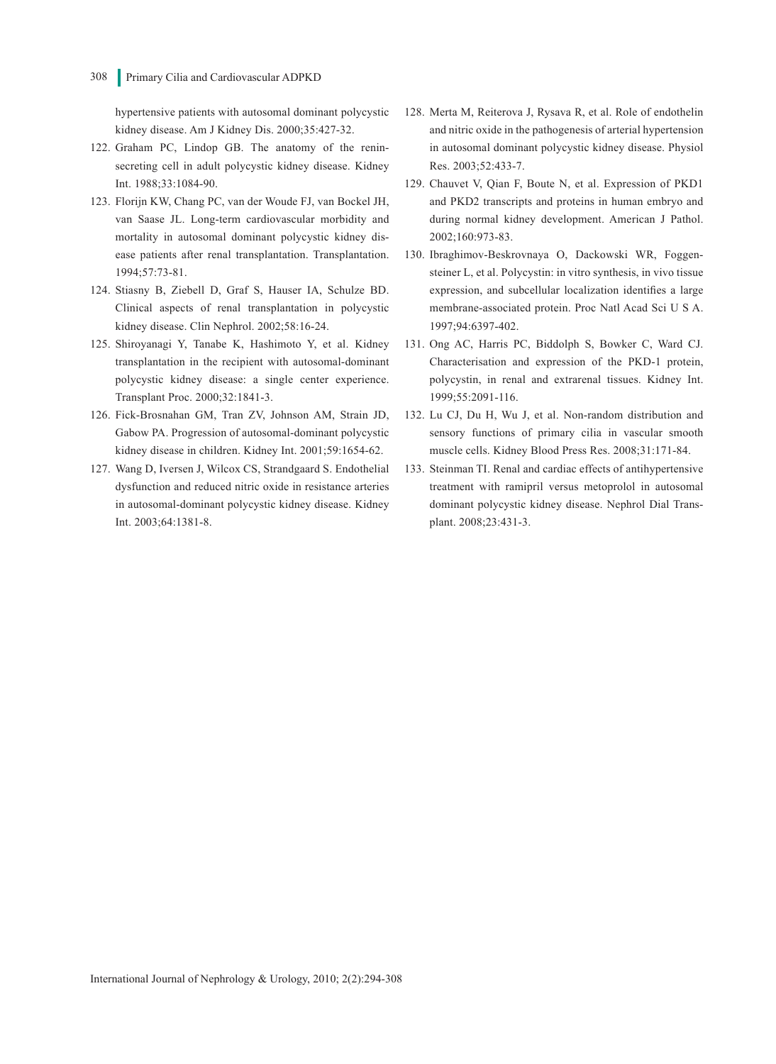hypertensive patients with autosomal dominant polycystic kidney disease. Am J Kidney Dis. 2000;35:427-32.

122. Graham PC, Lindop GB. The anatomy of the renin-secreting cell in adult polycystic kidney disease. Kidney Int. 1988;33:1084-90.
123. Florijn KW, Chang PC, van der Woude FJ, van Bockel JH, van Saase JL. Long-term cardiovascular morbidity and mortality in autosomal dominant polycystic kidney disease patients after renal transplantation. Transplantation. 1994;57:73-81.
124. Stiasny B, Ziebell D, Graf S, Hauser IA, Schulze BD. Clinical aspects of renal transplantation in polycystic kidney disease. Clin Nephrol. 2002;58:16-24.
125. Shiroyanagi Y, Tanabe K, Hashimoto Y, et al. Kidney transplantation in the recipient with autosomal-dominant polycystic kidney disease: a single center experience. Transplant Proc. 2000;32:1841-3.
126. Fick-Brosnahan GM, Tran ZV, Johnson AM, Strain JD, Gabow PA. Progression of autosomal-dominant polycystic kidney disease in children. Kidney Int. 2001;59:1654-62.
127. Wang D, Iversen J, Wilcox CS, Strandgaard S. Endothelial dysfunction and reduced nitric oxide in resistance arteries in autosomal-dominant polycystic kidney disease. Kidney Int. 2003;64:1381-8.
128. Merta M, Reiterova J, Rysava R, et al. Role of endothelin and nitric oxide in the pathogenesis of arterial hypertension in autosomal dominant polycystic kidney disease. Physiol Res. 2003;52:433-7.
129. Chauvet V, Qian F, Boute N, et al. Expression of PKD1 and PKD2 transcripts and proteins in human embryo and during normal kidney development. American J Pathol. 2002;160:973-83.
130. Ibraghimov-Beskrovnaya O, Dackowski WR, Foggensteiner L, et al. Polycystin: in vitro synthesis, in vivo tissue expression, and subcellular localization identifies a large membrane-associated protein. Proc Natl Acad Sci U S A. 1997;94:6397-402.
131. Ong AC, Harris PC, Biddolph S, Bowker C, Ward CJ. Characterisation and expression of the PKD-1 protein, polycystin, in renal and extrarenal tissues. Kidney Int. 1999;55:2091-116.
132. Lu CJ, Du H, Wu J, et al. Non-random distribution and sensory functions of primary cilia in vascular smooth muscle cells. Kidney Blood Press Res. 2008;31:171-84.
133. Steinman TI. Renal and cardiac effects of antihypertensive treatment with ramipril versus metoprolol in autosomal dominant polycystic kidney disease. Nephrol Dial Transplant. 2008;23:431-3.